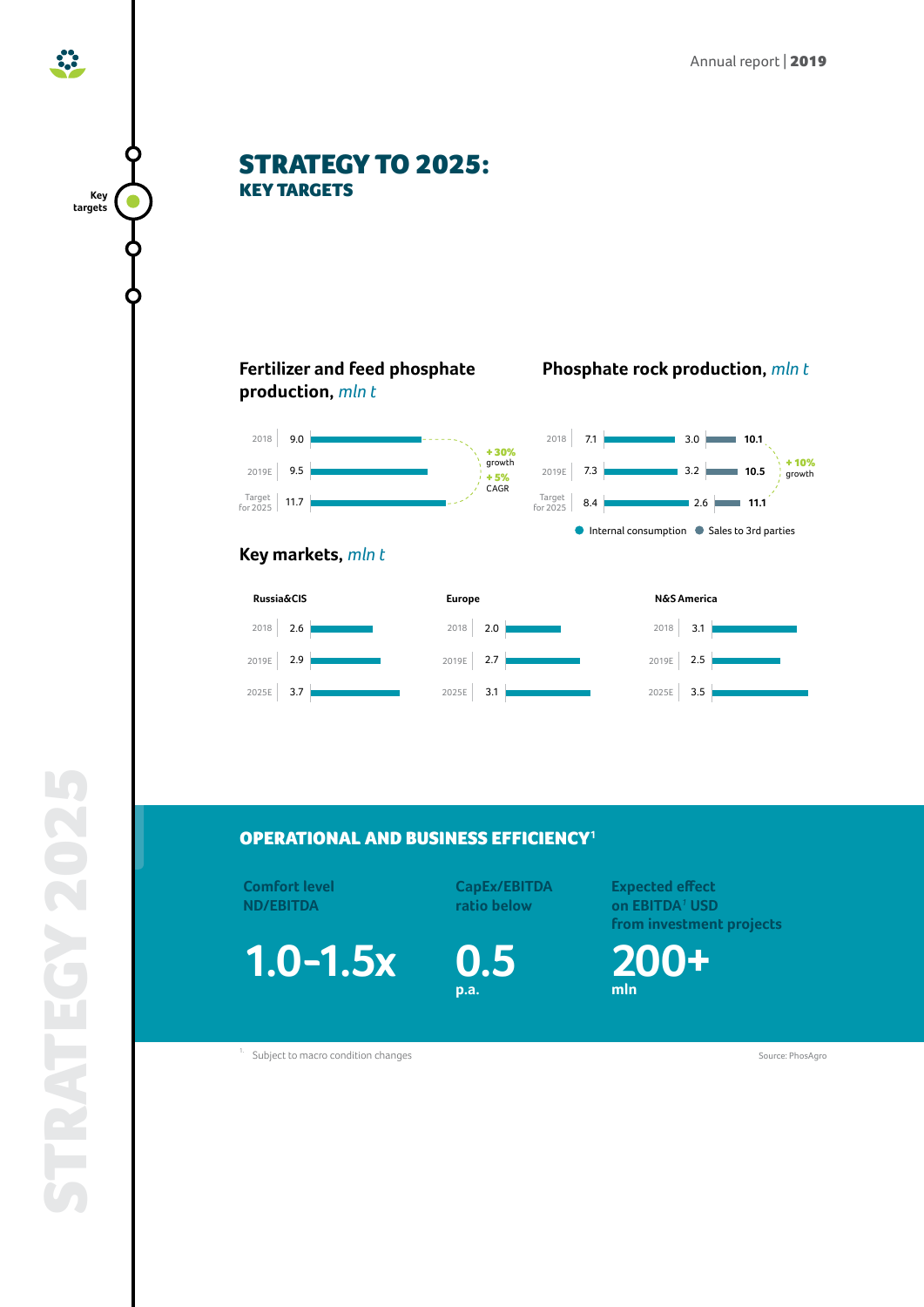# STRATEGY TO 2025:
## KEY TARGETS

### Fertilizer and feed phosphate production, *mln t*

| Year | Production |
|---|---|
| 2018 | 9.0 |
| 2019E | 9.5 |
| Target for 2025 | 11.7 |

+30% growth
+5% CAGR

### Phosphate rock production, *mln t*

| Year | Internal consumption | Sales to 3rd parties | Total |
|---|---|---|---|
| 2018 | 7.1 | 3.0 | 10.1 |
| 2019E | 7.3 | 3.2 | 10.5 |
| Target for 2025 | 8.4 | 2.6 | 11.1 |

+10% growth

### Key markets, *mln t*

| Year | Russia&CIS | Europe | N&S America |
|---|---|---|---|
| 2018 | 2.6 | 2.0 | 3.1 |
| 2019E | 2.9 | 2.7 | 2.5 |
| 2025E | 3.7 | 3.1 | 3.5 |

## OPERATIONAL AND BUSINESS EFFICIENCY[1]

| Comfort level ND/EBITDA | CapEx/EBITDA ratio below | Expected effect on EBITDA[1] USD from investment projects |
|---|---|---|
| 1.0–1.5x | 0.5 p.a. | 200+ mln |

[1] Subject to macro condition changes

Source: PhosAgro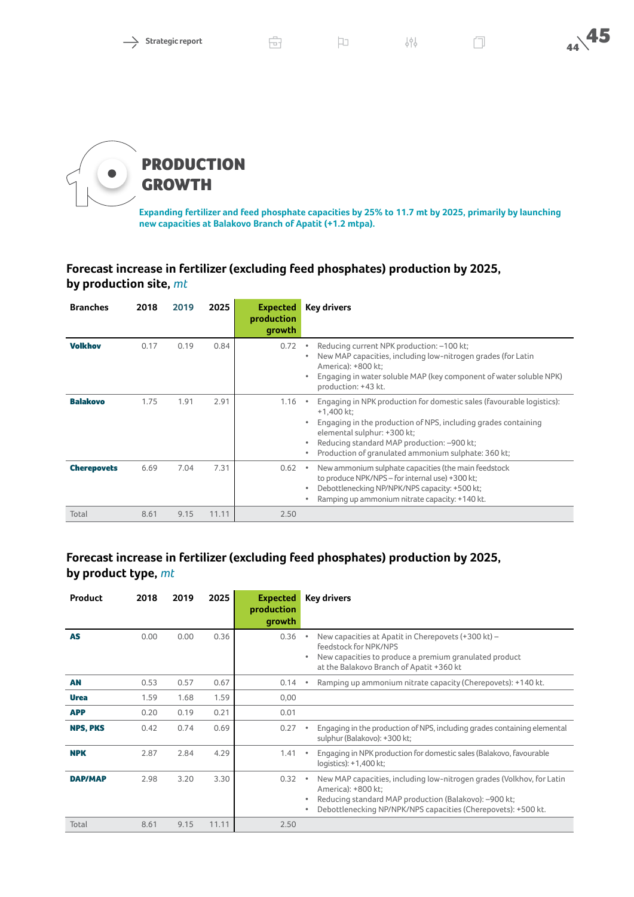# PRODUCTION GROWTH

**Expanding fertilizer and feed phosphate capacities by 25% to 11.7 mt by 2025, primarily by launching new capacities at Balakovo Branch of Apatit (+1.2 mtpa).**

## Forecast increase in fertilizer (excluding feed phosphates) production by 2025, by production site, *mt*

| Branches | 2018 | 2019 | 2025 | Expected production growth | Key drivers |
|---|---|---|---|---|---|
| **Volkhov** | 0.17 | 0.19 | 0.84 | 0.72 | • Reducing current NPK production: –100 kt;<br>• New MAP capacities, including low-nitrogen grades (for Latin America): +800 kt;<br>• Engaging in water soluble MAP (key component of water soluble NPK) production: +43 kt. |
| **Balakovo** | 1.75 | 1.91 | 2.91 | 1.16 | • Engaging in NPK production for domestic sales (favourable logistics): +1,400 kt;<br>• Engaging in the production of NPS, including grades containing elemental sulphur: +300 kt;<br>• Reducing standard MAP production: –900 kt;<br>• Production of granulated ammonium sulphate: 360 kt; |
| **Cherepovets** | 6.69 | 7.04 | 7.31 | 0.62 | • New ammonium sulphate capacities (the main feedstock to produce NPK/NPS – for internal use) +300 kt;<br>• Debottlenecking NP/NPK/NPS capacity: +500 kt;<br>• Ramping up ammonium nitrate capacity: +140 kt. |
| Total | 8.61 | 9.15 | 11.11 | 2.50 | |

## Forecast increase in fertilizer (excluding feed phosphates) production by 2025, by product type, *mt*

| Product | 2018 | 2019 | 2025 | Expected production growth | Key drivers |
|---|---|---|---|---|---|
| **AS** | 0.00 | 0.00 | 0.36 | 0.36 | • New capacities at Apatit in Cherepovets (+300 kt) – feedstock for NPK/NPS<br>• New capacities to produce a premium granulated product at the Balakovo Branch of Apatit +360 kt |
| **AN** | 0.53 | 0.57 | 0.67 | 0.14 | • Ramping up ammonium nitrate capacity (Cherepovets): +140 kt. |
| **Urea** | 1.59 | 1.68 | 1.59 | 0,00 | |
| **APP** | 0.20 | 0.19 | 0.21 | 0.01 | |
| **NPS, PKS** | 0.42 | 0.74 | 0.69 | 0.27 | • Engaging in the production of NPS, including grades containing elemental sulphur (Balakovo): +300 kt; |
| **NPK** | 2.87 | 2.84 | 4.29 | 1.41 | • Engaging in NPK production for domestic sales (Balakovo, favourable logistics): +1,400 kt; |
| **DAP/MAP** | 2.98 | 3.20 | 3.30 | 0.32 | • New MAP capacities, including low-nitrogen grades (Volkhov, for Latin America): +800 kt;<br>• Reducing standard MAP production (Balakovo): –900 kt;<br>• Debottlenecking NP/NPK/NPS capacities (Cherepovets): +500 kt. |
| Total | 8.61 | 9.15 | 11.11 | 2.50 | |